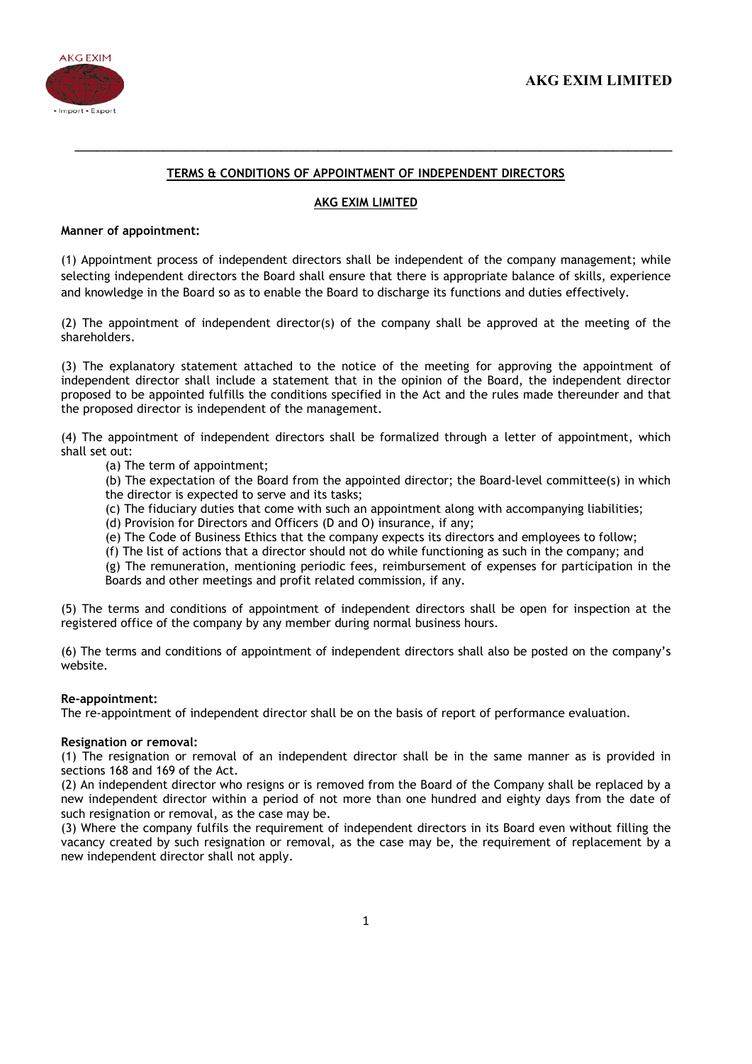# AKG EXIM LIMITED

## TERMS & CONDITIONS OF APPOINTMENT OF INDEPENDENT DIRECTORS

## AKG EXIM LIMITED

**Manner of appointment:**

(1) Appointment process of independent directors shall be independent of the company management; while selecting independent directors the Board shall ensure that there is appropriate balance of skills, experience and knowledge in the Board so as to enable the Board to discharge its functions and duties effectively.

(2) The appointment of independent director(s) of the company shall be approved at the meeting of the shareholders.

(3) The explanatory statement attached to the notice of the meeting for approving the appointment of independent director shall include a statement that in the opinion of the Board, the independent director proposed to be appointed fulfills the conditions specified in the Act and the rules made thereunder and that the proposed director is independent of the management.

(4) The appointment of independent directors shall be formalized through a letter of appointment, which shall set out:

(a) The term of appointment;

(b) The expectation of the Board from the appointed director; the Board-level committee(s) in which the director is expected to serve and its tasks;

(c) The fiduciary duties that come with such an appointment along with accompanying liabilities;

(d) Provision for Directors and Officers (D and O) insurance, if any;

(e) The Code of Business Ethics that the company expects its directors and employees to follow;

(f) The list of actions that a director should not do while functioning as such in the company; and

(g) The remuneration, mentioning periodic fees, reimbursement of expenses for participation in the Boards and other meetings and profit related commission, if any.

(5) The terms and conditions of appointment of independent directors shall be open for inspection at the registered office of the company by any member during normal business hours.

(6) The terms and conditions of appointment of independent directors shall also be posted on the company's website.

**Re-appointment:**

The re-appointment of independent director shall be on the basis of report of performance evaluation.

**Resignation or removal:**

(1) The resignation or removal of an independent director shall be in the same manner as is provided in sections 168 and 169 of the Act.

(2) An independent director who resigns or is removed from the Board of the Company shall be replaced by a new independent director within a period of not more than one hundred and eighty days from the date of such resignation or removal, as the case may be.

(3) Where the company fulfils the requirement of independent directors in its Board even without filling the vacancy created by such resignation or removal, as the case may be, the requirement of replacement by a new independent director shall not apply.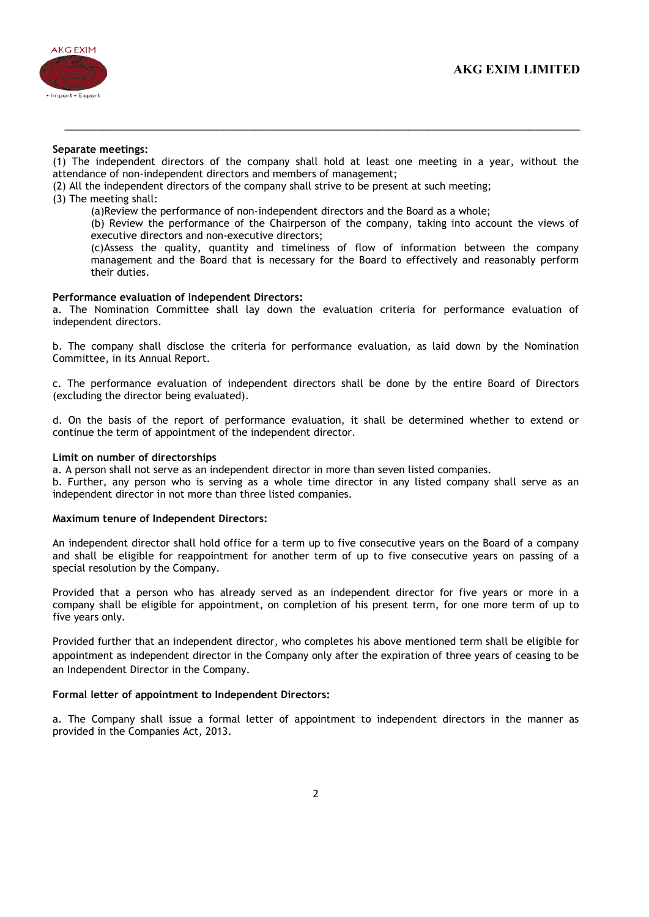**Separate meetings:**

(1) The independent directors of the company shall hold at least one meeting in a year, without the attendance of non-independent directors and members of management;

(2) All the independent directors of the company shall strive to be present at such meeting;

(3) The meeting shall:

(a)Review the performance of non-independent directors and the Board as a whole;

(b) Review the performance of the Chairperson of the company, taking into account the views of executive directors and non-executive directors;

(c)Assess the quality, quantity and timeliness of flow of information between the company management and the Board that is necessary for the Board to effectively and reasonably perform their duties.

**Performance evaluation of Independent Directors:**

a. The Nomination Committee shall lay down the evaluation criteria for performance evaluation of independent directors.

b. The company shall disclose the criteria for performance evaluation, as laid down by the Nomination Committee, in its Annual Report.

c. The performance evaluation of independent directors shall be done by the entire Board of Directors (excluding the director being evaluated).

d. On the basis of the report of performance evaluation, it shall be determined whether to extend or continue the term of appointment of the independent director.

**Limit on number of directorships**

a. A person shall not serve as an independent director in more than seven listed companies.

b. Further, any person who is serving as a whole time director in any listed company shall serve as an independent director in not more than three listed companies.

**Maximum tenure of Independent Directors:**

An independent director shall hold office for a term up to five consecutive years on the Board of a company and shall be eligible for reappointment for another term of up to five consecutive years on passing of a special resolution by the Company.

Provided that a person who has already served as an independent director for five years or more in a company shall be eligible for appointment, on completion of his present term, for one more term of up to five years only.

Provided further that an independent director, who completes his above mentioned term shall be eligible for appointment as independent director in the Company only after the expiration of three years of ceasing to be an Independent Director in the Company.

**Formal letter of appointment to Independent Directors:**

a. The Company shall issue a formal letter of appointment to independent directors in the manner as provided in the Companies Act, 2013.